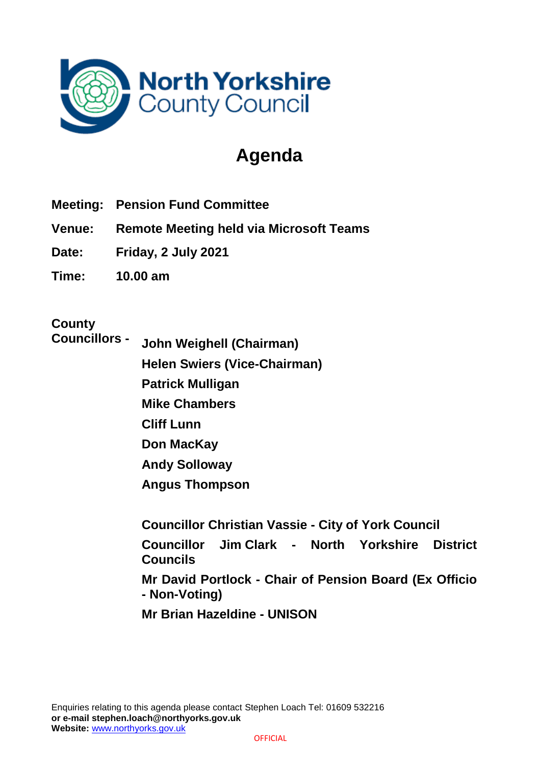North Yorkshire County Council

# Agenda

**Meeting:** **Pension Fund Committee**

**Venue:** **Remote Meeting held via Microsoft Teams**

**Date:** **Friday, 2 July 2021**

**Time:** **10.00 am**

**County Councillors -**

**John Weighell (Chairman)**
**Helen Swiers (Vice-Chairman)**
**Patrick Mulligan**
**Mike Chambers**
**Cliff Lunn**
**Don MacKay**
**Andy Solloway**
**Angus Thompson**

**Councillor Christian Vassie - City of York Council**
**Councillor Jim Clark - North Yorkshire District Councils**
**Mr David Portlock - Chair of Pension Board (Ex Officio - Non-Voting)**
**Mr Brian Hazeldine - UNISON**

Enquiries relating to this agenda please contact Stephen Loach Tel: 01609 532216
**or e-mail stephen.loach@northyorks.gov.uk**
**Website:** www.northyorks.gov.uk

OFFICIAL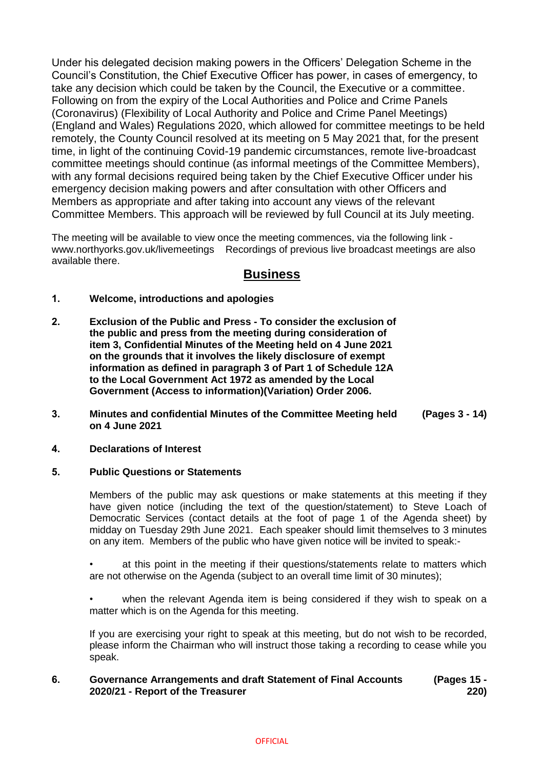Under his delegated decision making powers in the Officers' Delegation Scheme in the Council's Constitution, the Chief Executive Officer has power, in cases of emergency, to take any decision which could be taken by the Council, the Executive or a committee. Following on from the expiry of the Local Authorities and Police and Crime Panels (Coronavirus) (Flexibility of Local Authority and Police and Crime Panel Meetings) (England and Wales) Regulations 2020, which allowed for committee meetings to be held remotely, the County Council resolved at its meeting on 5 May 2021 that, for the present time, in light of the continuing Covid-19 pandemic circumstances, remote live-broadcast committee meetings should continue (as informal meetings of the Committee Members), with any formal decisions required being taken by the Chief Executive Officer under his emergency decision making powers and after consultation with other Officers and Members as appropriate and after taking into account any views of the relevant Committee Members. This approach will be reviewed by full Council at its July meeting.

The meeting will be available to view once the meeting commences, via the following link - www.northyorks.gov.uk/livemeetings Recordings of previous live broadcast meetings are also available there.

## Business

**1. Welcome, introductions and apologies**

**2. Exclusion of the Public and Press - To consider the exclusion of the public and press from the meeting during consideration of item 3, Confidential Minutes of the Meeting held on 4 June 2021 on the grounds that it involves the likely disclosure of exempt information as defined in paragraph 3 of Part 1 of Schedule 12A to the Local Government Act 1972 as amended by the Local Government (Access to information)(Variation) Order 2006.**

**3. Minutes and confidential Minutes of the Committee Meeting held on 4 June 2021** **(Pages 3 - 14)**

**4. Declarations of Interest**

**5. Public Questions or Statements**

Members of the public may ask questions or make statements at this meeting if they have given notice (including the text of the question/statement) to Steve Loach of Democratic Services (contact details at the foot of page 1 of the Agenda sheet) by midday on Tuesday 29th June 2021. Each speaker should limit themselves to 3 minutes on any item. Members of the public who have given notice will be invited to speak:-

- at this point in the meeting if their questions/statements relate to matters which are not otherwise on the Agenda (subject to an overall time limit of 30 minutes);
- when the relevant Agenda item is being considered if they wish to speak on a matter which is on the Agenda for this meeting.

If you are exercising your right to speak at this meeting, but do not wish to be recorded, please inform the Chairman who will instruct those taking a recording to cease while you speak.

**6. Governance Arrangements and draft Statement of Final Accounts 2020/21 - Report of the Treasurer** **(Pages 15 - 220)**

OFFICIAL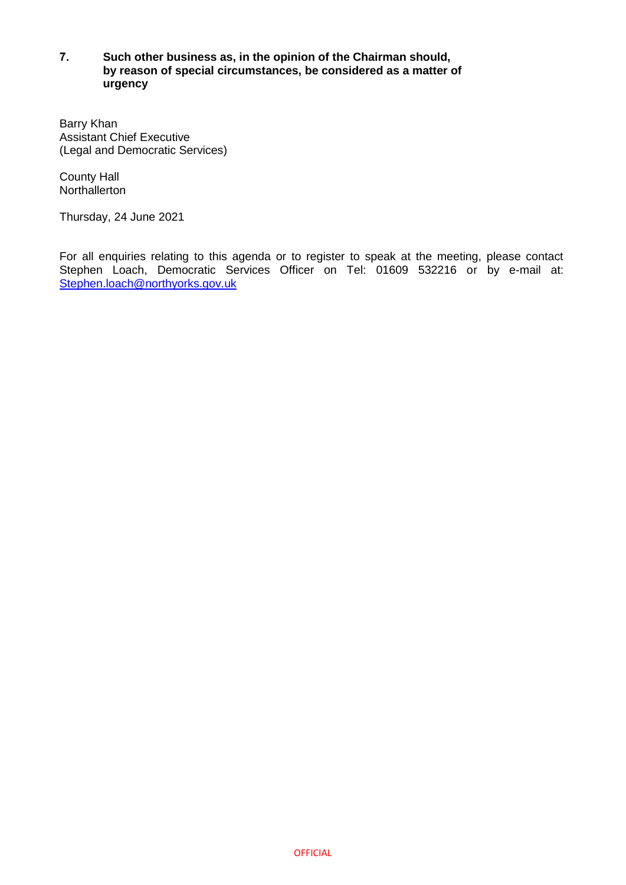**7. Such other business as, in the opinion of the Chairman should, by reason of special circumstances, be considered as a matter of urgency**

Barry Khan
Assistant Chief Executive
(Legal and Democratic Services)

County Hall
Northallerton

Thursday, 24 June 2021

For all enquiries relating to this agenda or to register to speak at the meeting, please contact Stephen Loach, Democratic Services Officer on Tel: 01609 532216 or by e-mail at: Stephen.loach@northyorks.gov.uk

OFFICIAL